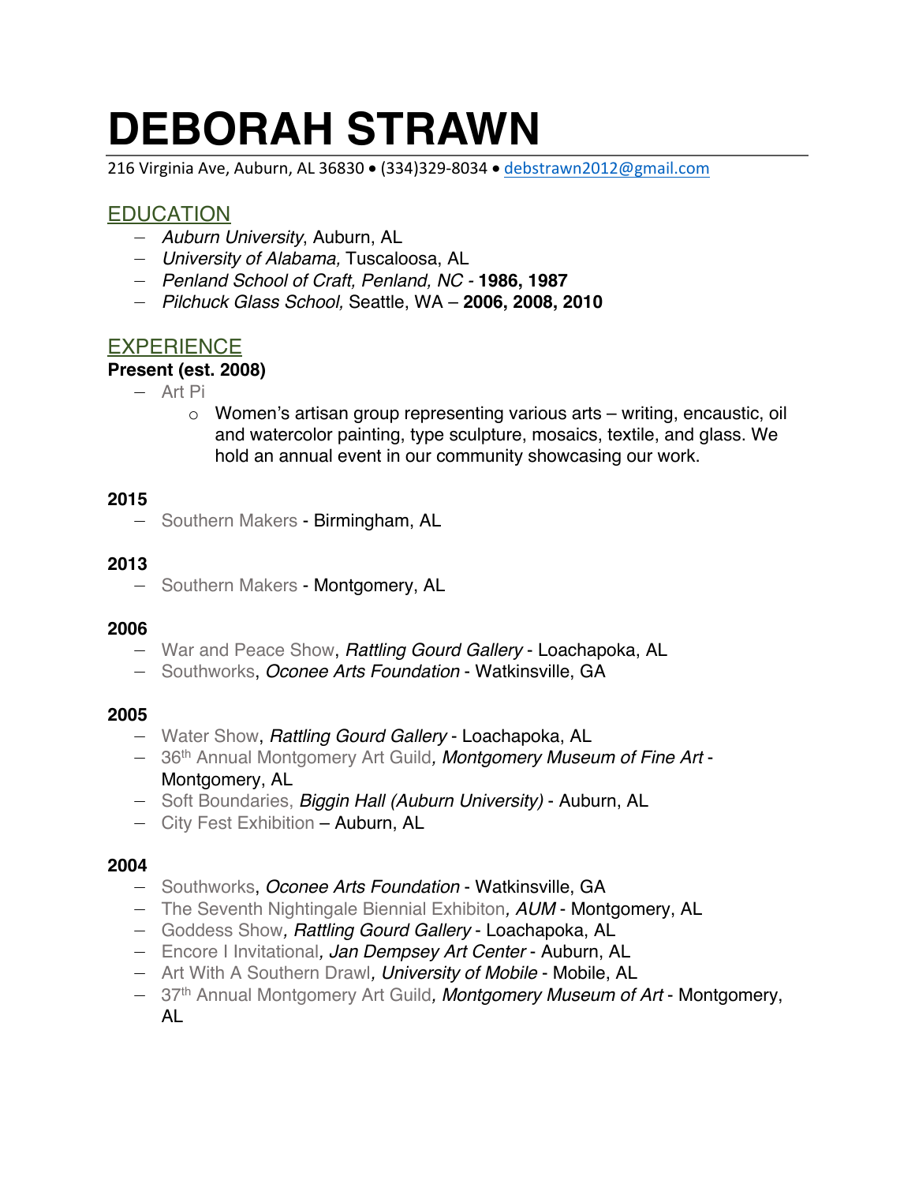# DEBORAH STRAWN

216 Virginia Ave, Auburn, AL 36830 • (334)329-8034 • debstrawn2012@gmail.com

## EDUCATION

- *Auburn University*, Auburn, AL
- *University of Alabama,* Tuscaloosa, AL
- *Penland School of Craft, Penland, NC* - **1986, 1987**
- *Pilchuck Glass School,* Seattle, WA – **2006, 2008, 2010**

## EXPERIENCE

**Present (est. 2008)**

- Art Pi
  - Women's artisan group representing various arts – writing, encaustic, oil and watercolor painting, type sculpture, mosaics, textile, and glass. We hold an annual event in our community showcasing our work.

**2015**

- Southern Makers - Birmingham, AL

**2013**

- Southern Makers - Montgomery, AL

**2006**

- War and Peace Show, *Rattling Gourd Gallery* - Loachapoka, AL
- Southworks, *Oconee Arts Foundation* - Watkinsville, GA

**2005**

- Water Show, *Rattling Gourd Gallery* - Loachapoka, AL
- 36th Annual Montgomery Art Guild*, Montgomery Museum of Fine Art* - Montgomery, AL
- Soft Boundaries, *Biggin Hall (Auburn University)* - Auburn, AL
- City Fest Exhibition – Auburn, AL

**2004**

- Southworks, *Oconee Arts Foundation* - Watkinsville, GA
- The Seventh Nightingale Biennial Exhibiton*, AUM* - Montgomery, AL
- Goddess Show*, Rattling Gourd Gallery* - Loachapoka, AL
- Encore I Invitational*, Jan Dempsey Art Center* - Auburn, AL
- Art With A Southern Drawl*, University of Mobile* - Mobile, AL
- 37th Annual Montgomery Art Guild*, Montgomery Museum of Art* - Montgomery, AL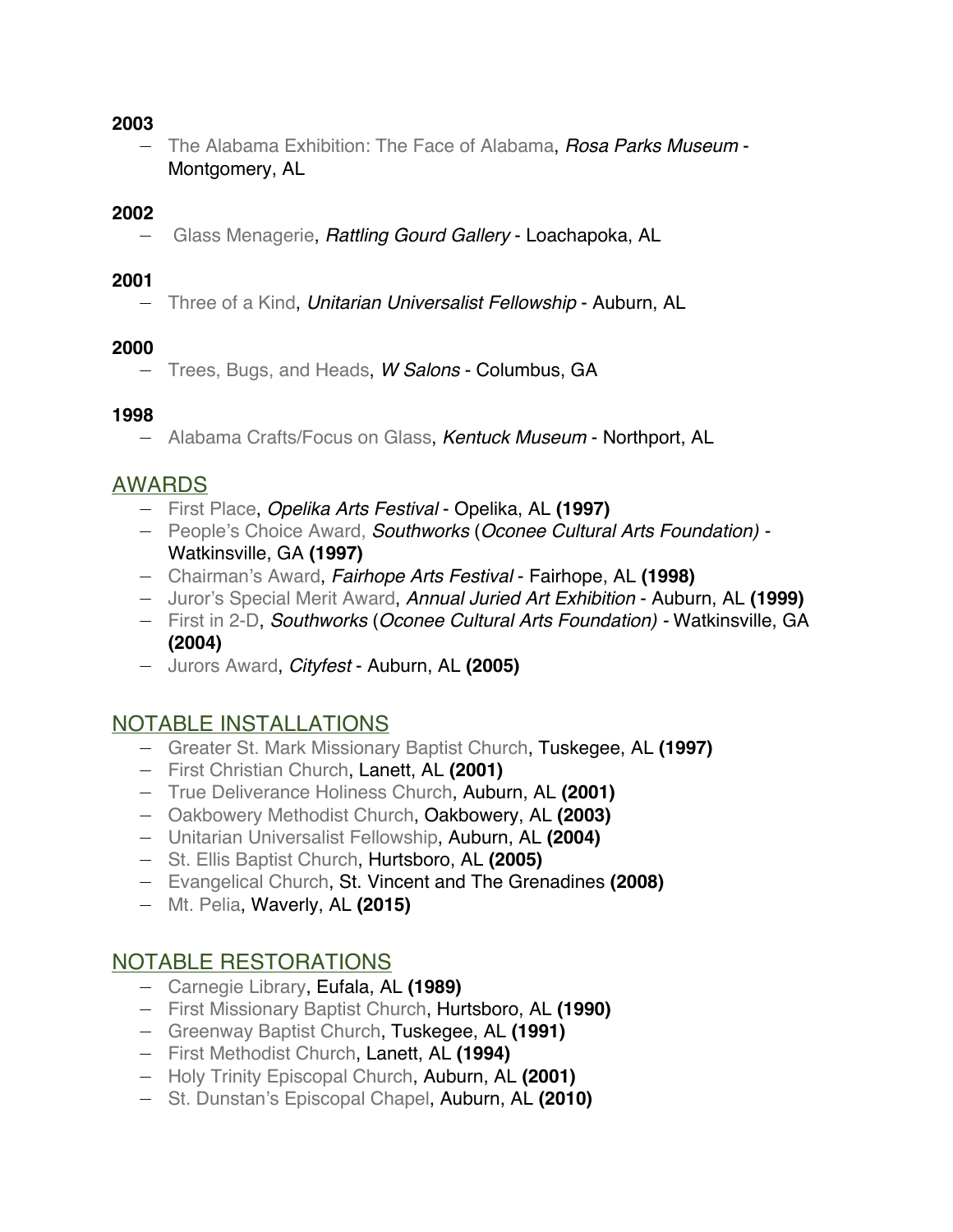**2003**

- The Alabama Exhibition: The Face of Alabama, *Rosa Parks Museum* - Montgomery, AL

**2002**

- Glass Menagerie, *Rattling Gourd Gallery* - Loachapoka, AL

**2001**

- Three of a Kind, *Unitarian Universalist Fellowship* - Auburn, AL

**2000**

- Trees, Bugs, and Heads, *W Salons* - Columbus, GA

**1998**

- Alabama Crafts/Focus on Glass, *Kentuck Museum* - Northport, AL

## AWARDS

- First Place, *Opelika Arts Festival* - Opelika, AL **(1997)**
- People's Choice Award, *Southworks* (*Oconee Cultural Arts Foundation)* - Watkinsville, GA **(1997)**
- Chairman's Award, *Fairhope Arts Festival* - Fairhope, AL **(1998)**
- Juror's Special Merit Award, *Annual Juried Art Exhibition* - Auburn, AL **(1999)**
- First in 2-D, *Southworks* (*Oconee Cultural Arts Foundation)* - Watkinsville, GA **(2004)**
- Jurors Award, *Cityfest* - Auburn, AL **(2005)**

## NOTABLE INSTALLATIONS

- Greater St. Mark Missionary Baptist Church, Tuskegee, AL **(1997)**
- First Christian Church, Lanett, AL **(2001)**
- True Deliverance Holiness Church, Auburn, AL **(2001)**
- Oakbowery Methodist Church, Oakbowery, AL **(2003)**
- Unitarian Universalist Fellowship, Auburn, AL **(2004)**
- St. Ellis Baptist Church, Hurtsboro, AL **(2005)**
- Evangelical Church, St. Vincent and The Grenadines **(2008)**
- Mt. Pelia, Waverly, AL **(2015)**

## NOTABLE RESTORATIONS

- Carnegie Library, Eufala, AL **(1989)**
- First Missionary Baptist Church, Hurtsboro, AL **(1990)**
- Greenway Baptist Church, Tuskegee, AL **(1991)**
- First Methodist Church, Lanett, AL **(1994)**
- Holy Trinity Episcopal Church, Auburn, AL **(2001)**
- St. Dunstan's Episcopal Chapel, Auburn, AL **(2010)**